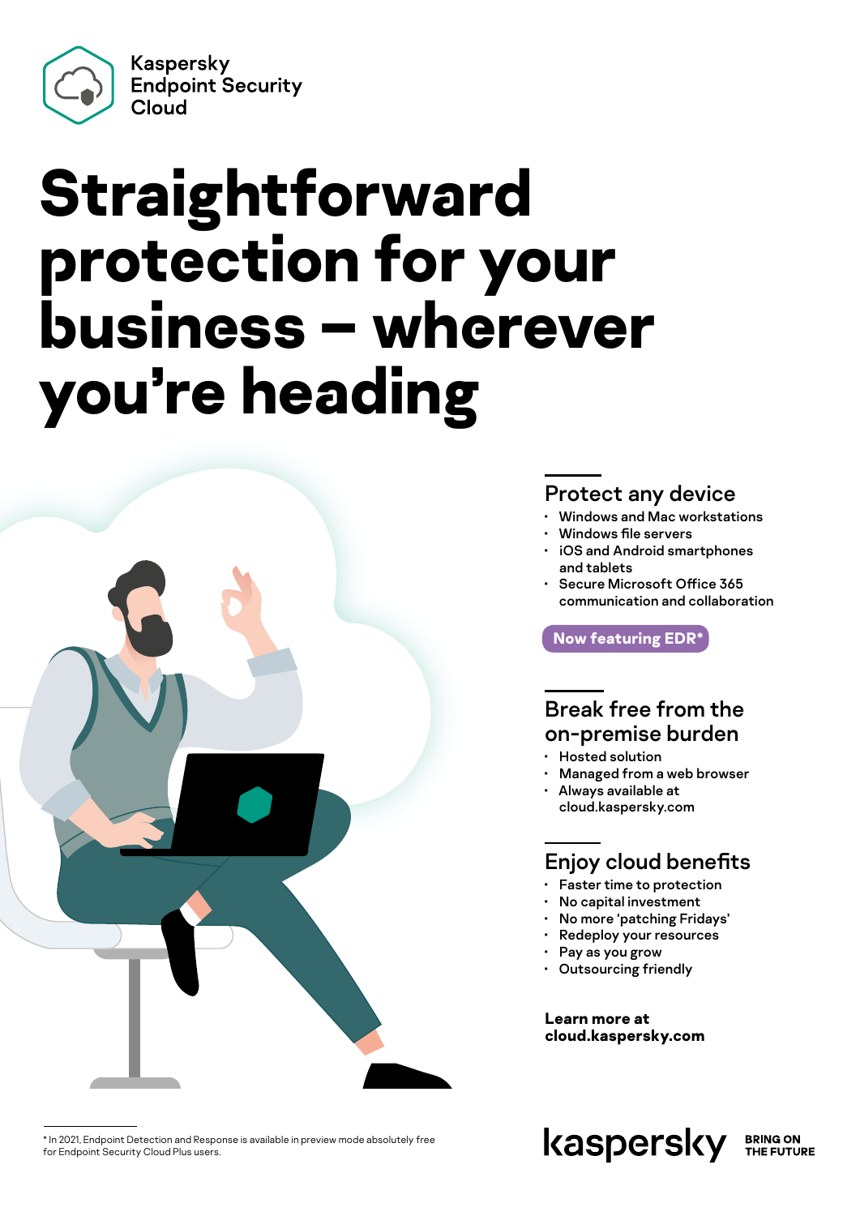Kaspersky Endpoint Security Cloud

# Straightforward protection for your business – wherever you're heading

## Protect any device

- Windows and Mac workstations
- Windows file servers
- iOS and Android smartphones and tablets
- Secure Microsoft Office 365 communication and collaboration

**Now featuring EDR***

## Break free from the on-premise burden

- Hosted solution
- Managed from a web browser
- Always available at cloud.kaspersky.com

## Enjoy cloud benefits

- Faster time to protection
- No capital investment
- No more 'patching Fridays'
- Redeploy your resources
- Pay as you grow
- Outsourcing friendly

**Learn more at cloud.kaspersky.com**

* In 2021, Endpoint Detection and Response is available in preview mode absolutely free for Endpoint Security Cloud Plus users.

kaspersky BRING ON THE FUTURE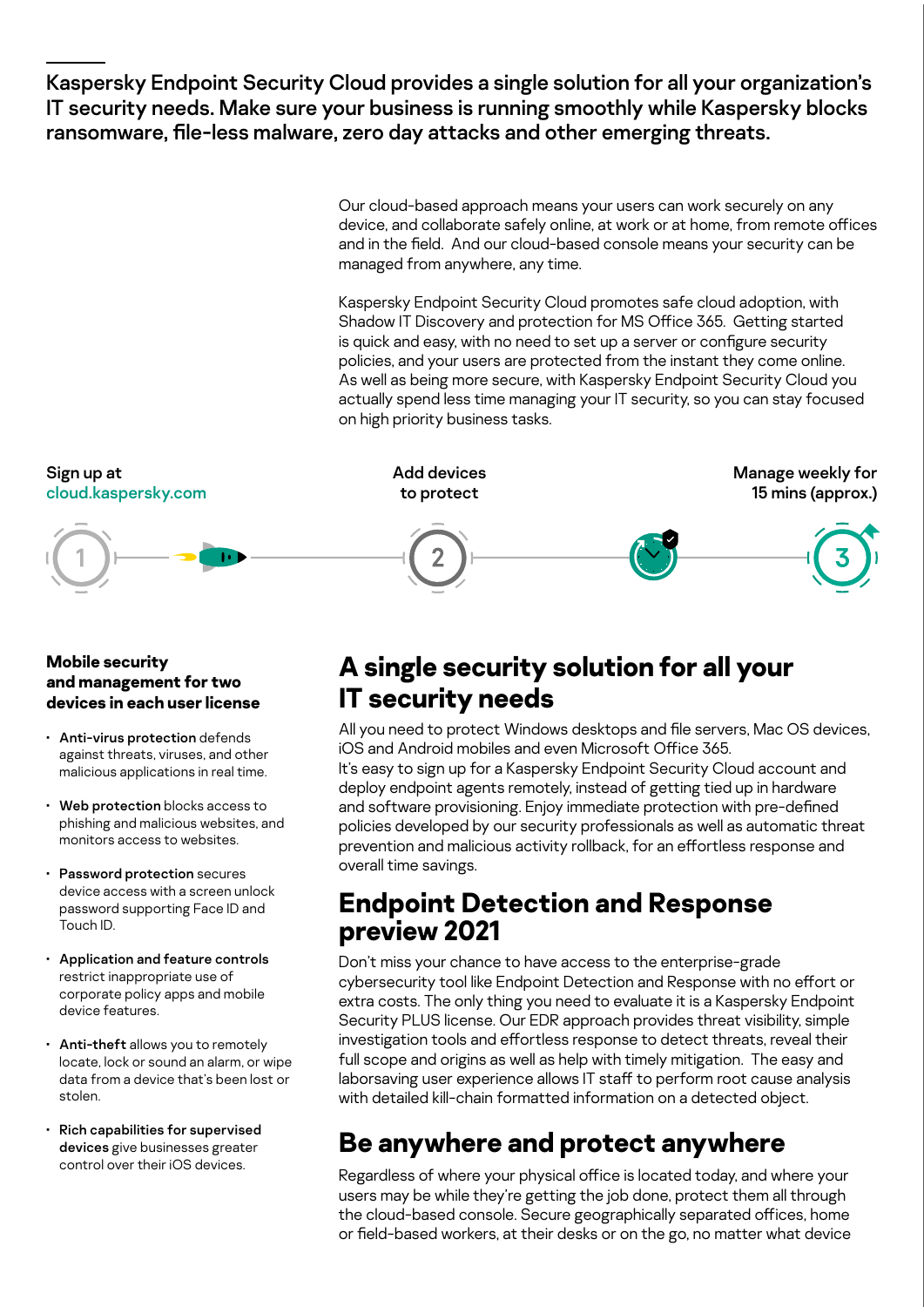**Kaspersky Endpoint Security Cloud provides a single solution for all your organization's IT security needs. Make sure your business is running smoothly while Kaspersky blocks ransomware, file-less malware, zero day attacks and other emerging threats.**

Our cloud-based approach means your users can work securely on any device, and collaborate safely online, at work or at home, from remote offices and in the field. And our cloud-based console means your security can be managed from anywhere, any time.

Kaspersky Endpoint Security Cloud promotes safe cloud adoption, with Shadow IT Discovery and protection for MS Office 365. Getting started is quick and easy, with no need to set up a server or configure security policies, and your users are protected from the instant they come online. As well as being more secure, with Kaspersky Endpoint Security Cloud you actually spend less time managing your IT security, so you can stay focused on high priority business tasks.

1. **Sign up at cloud.kaspersky.com**
2. **Add devices to protect**
3. **Manage weekly for 15 mins (approx.)**

**Mobile security and management for two devices in each user license**

- **Anti-virus protection** defends against threats, viruses, and other malicious applications in real time.
- **Web protection** blocks access to phishing and malicious websites, and monitors access to websites.
- **Password protection** secures device access with a screen unlock password supporting Face ID and Touch ID.
- **Application and feature controls** restrict inappropriate use of corporate policy apps and mobile device features.
- **Anti-theft** allows you to remotely locate, lock or sound an alarm, or wipe data from a device that's been lost or stolen.
- **Rich capabilities for supervised devices** give businesses greater control over their iOS devices.

## A single security solution for all your IT security needs

All you need to protect Windows desktops and file servers, Mac OS devices, iOS and Android mobiles and even Microsoft Office 365.
It's easy to sign up for a Kaspersky Endpoint Security Cloud account and deploy endpoint agents remotely, instead of getting tied up in hardware and software provisioning. Enjoy immediate protection with pre-defined policies developed by our security professionals as well as automatic threat prevention and malicious activity rollback, for an effortless response and overall time savings.

## Endpoint Detection and Response preview 2021

Don't miss your chance to have access to the enterprise-grade cybersecurity tool like Endpoint Detection and Response with no effort or extra costs. The only thing you need to evaluate it is a Kaspersky Endpoint Security PLUS license. Our EDR approach provides threat visibility, simple investigation tools and effortless response to detect threats, reveal their full scope and origins as well as help with timely mitigation. The easy and laborsaving user experience allows IT staff to perform root cause analysis with detailed kill-chain formatted information on a detected object.

## Be anywhere and protect anywhere

Regardless of where your physical office is located today, and where your users may be while they're getting the job done, protect them all through the cloud-based console. Secure geographically separated offices, home or field-based workers, at their desks or on the go, no matter what device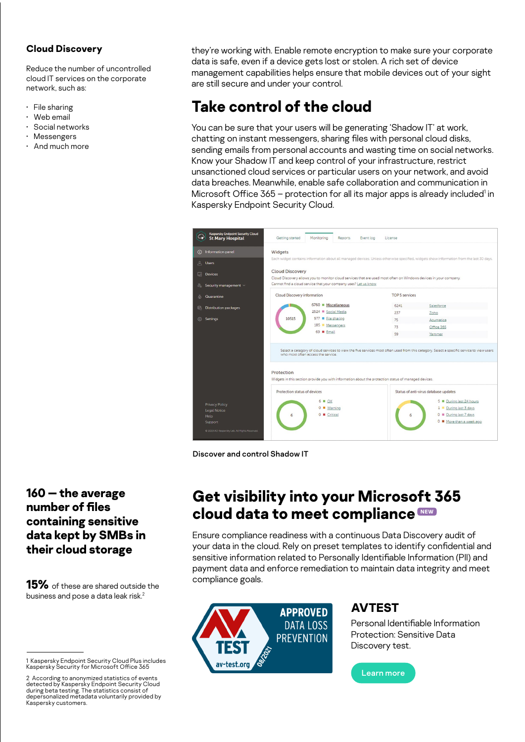### Cloud Discovery

Reduce the number of uncontrolled cloud IT services on the corporate network, such as:

- File sharing
- Web email
- Social networks
- Messengers
- And much more

they're working with. Enable remote encryption to make sure your corporate data is safe, even if a device gets lost or stolen. A rich set of device management capabilities helps ensure that mobile devices out of your sight are still secure and under your control.

## Take control of the cloud

You can be sure that your users will be generating 'Shadow IT' at work, chatting on instant messengers, sharing files with personal cloud disks, sending emails from personal accounts and wasting time on social networks. Know your Shadow IT and keep control of your infrastructure, restrict unsanctioned cloud services or particular users on your network, and avoid data breaches. Meanwhile, enable safe collaboration and communication in Microsoft Office 365 – protection for all its major apps is already included[1] in Kaspersky Endpoint Security Cloud.

Discover and control Shadow IT

**160 — the average number of files containing sensitive data kept by SMBs in their cloud storage**

**15%** of these are shared outside the business and pose a data leak risk.[2]

## Get visibility into your Microsoft 365 cloud data to meet compliance NEW

Ensure compliance readiness with a continuous Data Discovery audit of your data in the cloud. Rely on preset templates to identify confidential and sensitive information related to Personally Identifiable Information (PII) and payment data and enforce remediation to maintain data integrity and meet compliance goals.

APPROVED DATA LOSS PREVENTION
AV TEST av-test.org 08/2021

### AVTEST

Personal Identifiable Information Protection: Sensitive Data Discovery test.

Learn more

1 Kaspersky Endpoint Security Cloud Plus includes Kaspersky Security for Microsoft Office 365

2 According to anonymized statistics of events detected by Kaspersky Endpoint Security Cloud during beta testing. The statistics consist of depersonalized metadata voluntarily provided by Kaspersky customers.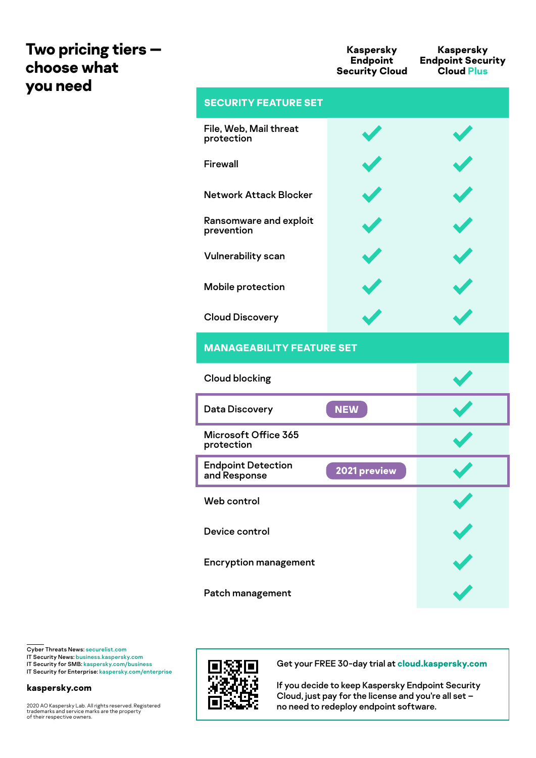# Two pricing tiers — choose what you need

| | Kaspersky Endpoint Security Cloud | Kaspersky Endpoint Security Cloud Plus |
|---|---|---|
| **SECURITY FEATURE SET** | | |
| File, Web, Mail threat protection | ✓ | ✓ |
| Firewall | ✓ | ✓ |
| Network Attack Blocker | ✓ | ✓ |
| Ransomware and exploit prevention | ✓ | ✓ |
| Vulnerability scan | ✓ | ✓ |
| Mobile protection | ✓ | ✓ |
| Cloud Discovery | ✓ | ✓ |
| **MANAGEABILITY FEATURE SET** | | |
| Cloud blocking | | ✓ |
| Data Discovery NEW | | ✓ |
| Microsoft Office 365 protection | | ✓ |
| Endpoint Detection and Response 2021 preview | | ✓ |
| Web control | | ✓ |
| Device control | | ✓ |
| Encryption management | | ✓ |
| Patch management | | ✓ |

Get your FREE 30-day trial at **cloud.kaspersky.com**

If you decide to keep Kaspersky Endpoint Security Cloud, just pay for the license and you're all set – no need to redeploy endpoint software.

Cyber Threats News: securelist.com
IT Security News: business.kaspersky.com
IT Security for SMB: kaspersky.com/business
IT Security for Enterprise: kaspersky.com/enterprise

**kaspersky.com**

2020 AO Kaspersky Lab. All rights reserved. Registered trademarks and service marks are the property of their respective owners.